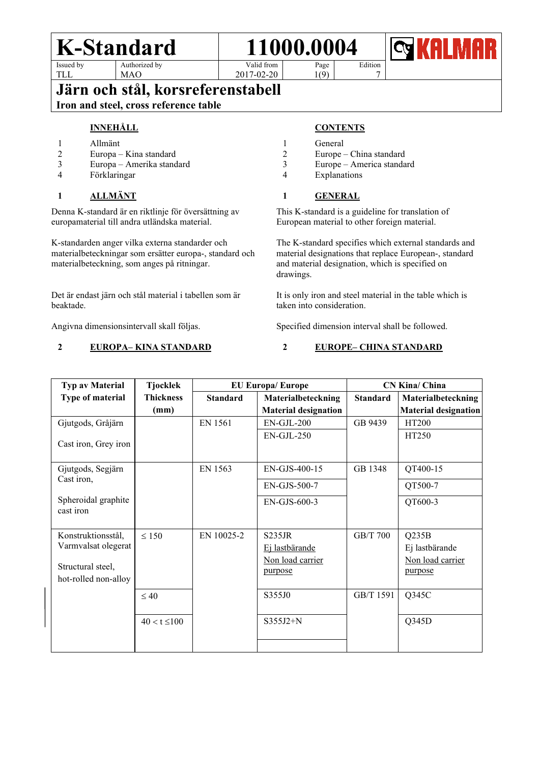| K-Standard | | 11000.0004 | | | KALMAR |
|---|---|---|---|---|---|
| Issued by TLL | Authorized by MAO | Valid from 2017-02-20 | Page 1(9) | Edition 7 | |

# Järn och stål, korsreferenstabell

**Iron and steel, cross reference table**

## INNEHÅLL

1 Allmänt
2 Europa – Kina standard
3 Europa – Amerika standard
4 Förklaringar

## CONTENTS

1 General
2 Europe – China standard
3 Europe – America standard
4 Explanations

## 1 ALLMÄNT

Denna K-standard är en riktlinje för översättning av europamaterial till andra utländska material.

K-standarden anger vilka externa standarder och materialbeteckningar som ersätter europa-, standard och materialbeteckning, som anges på ritningar.

Det är endast järn och stål material i tabellen som är beaktade.

Angivna dimensionsintervall skall följas.

## 1 GENERAL

This K-standard is a guideline for translation of European material to other foreign material.

The K-standard specifies which external standards and material designations that replace European-, standard and material designation, which is specified on drawings.

It is only iron and steel material in the table which is taken into consideration.

Specified dimension interval shall be followed.

## 2 EUROPA– KINA STANDARD

## 2 EUROPE– CHINA STANDARD

| Typ av Material<br>Type of material | Tjocklek<br>Thickness (mm) | EU Europa/ Europe | | CN Kina/ China | |
|---|---|---|---|---|---|
| | | Standard | Materialbeteckning<br>Material designation | Standard | Materialbeteckning<br>Material designation |
| Gjutgods, Gråjärn<br><br>Cast iron, Grey iron | | EN 1561 | EN-GJL-200 | GB 9439 | HT200 |
| | | | EN-GJL-250 | | HT250 |
| Gjutgods, Segjärn<br>Cast iron,<br><br>Spheroidal graphite cast iron | | EN 1563 | EN-GJS-400-15 | GB 1348 | QT400-15 |
| | | | EN-GJS-500-7 | | QT500-7 |
| | | | EN-GJS-600-3 | | QT600-3 |
| Konstruktionsstål, Varmvalsat olegerat<br><br>Structural steel, hot-rolled non-alloy | ≤ 150 | EN 10025-2 | S235JR<br>Ej lastbärande<br>Non load carrier purpose | GB/T 700 | Q235B<br>Ej lastbärande<br>Non load carrier purpose |
| | ≤ 40 | | S355J0 | GB/T 1591 | Q345C |
| | 40 < t ≤100 | | S355J2+N | | Q345D |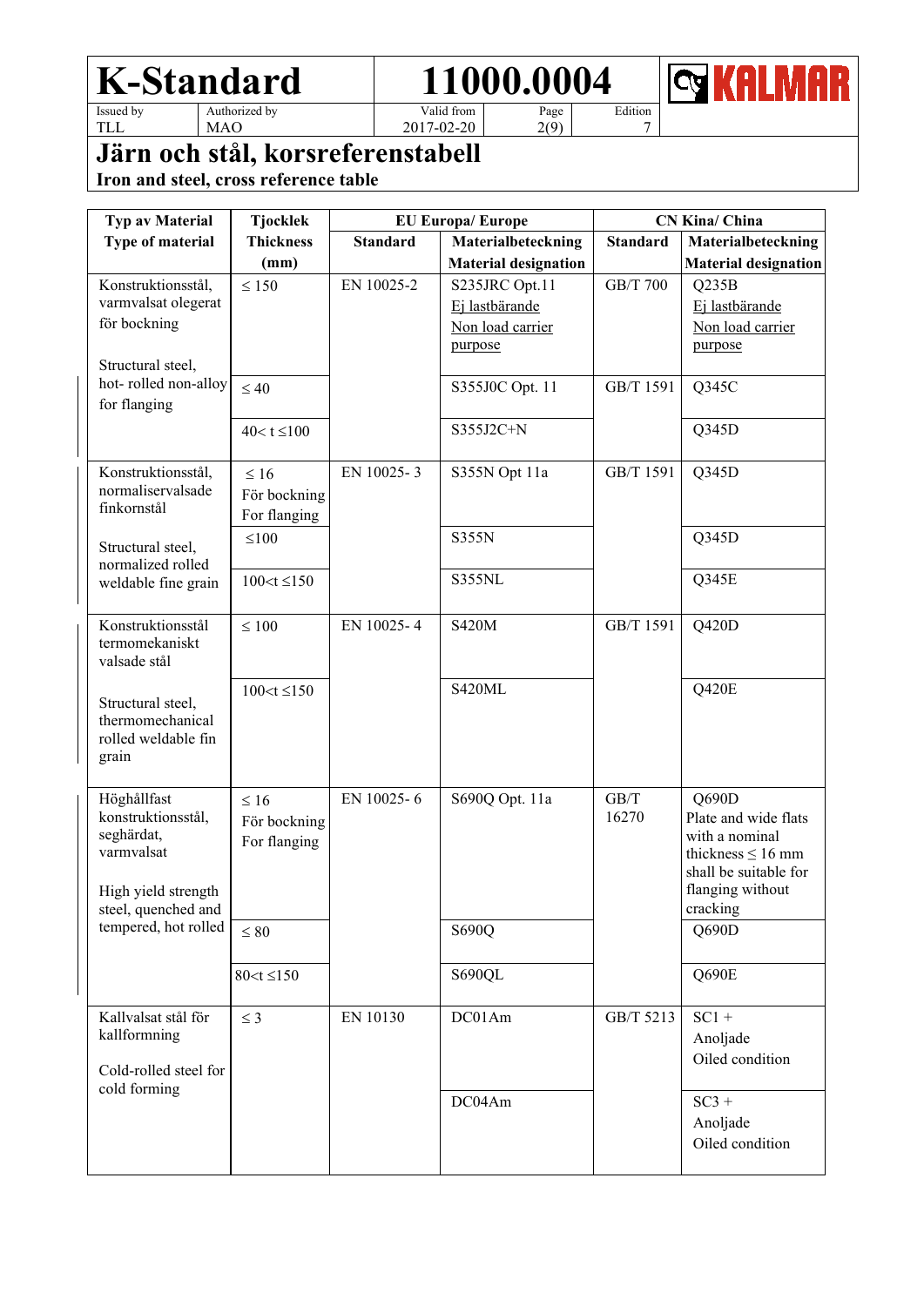# K-Standard 11000.0004

| Issued by | Authorized by | Valid from | Page | Edition |
|---|---|---|---|---|
| TLL | MAO | 2017-02-20 | 2(9) | 7 |

## Järn och stål, korsreferenstabell

**Iron and steel, cross reference table**

| Typ av Material / Type of material | Tjocklek / Thickness (mm) | EU Europa/ Europe: Standard | EU Europa/ Europe: Materialbeteckning / Material designation | CN Kina/ China: Standard | CN Kina/ China: Materialbeteckning / Material designation |
|---|---|---|---|---|---|
| Konstruktionsstål, varmvalsat olegerat för bockning<br><br>Structural steel, hot- rolled non-alloy for flanging | ≤ 150 | EN 10025-2 | S235JRC Opt.11<br>Ej lastbärande<br>Non load carrier purpose | GB/T 700 | Q235B<br>Ej lastbärande<br>Non load carrier purpose |
| | ≤ 40 | | S355J0C Opt. 11 | GB/T 1591 | Q345C |
| | 40< t ≤100 | | S355J2C+N | | Q345D |
| Konstruktionsstål, normaliservalsade finkornstål<br><br>Structural steel, normalized rolled weldable fine grain | ≤ 16<br>För bockning<br>For flanging | EN 10025- 3 | S355N Opt 11a | GB/T 1591 | Q345D |
| | ≤100 | | S355N | | Q345D |
| | 100<t ≤150 | | S355NL | | Q345E |
| Konstruktionsstål termomekaniskt valsade stål<br><br>Structural steel, thermomechanical rolled weldable fin grain | ≤ 100 | EN 10025- 4 | S420M | GB/T 1591 | Q420D |
| | 100<t ≤150 | | S420ML | | Q420E |
| Höghållfast konstruktionsstål, seghärdat, varmvalsat<br><br>High yield strength steel, quenched and tempered, hot rolled | ≤ 16<br>För bockning<br>For flanging | EN 10025- 6 | S690Q Opt. 11a | GB/T 16270 | Q690D<br>Plate and wide flats with a nominal thickness ≤ 16 mm shall be suitable for flanging without cracking |
| | ≤ 80 | | S690Q | | Q690D |
| | 80<t ≤150 | | S690QL | | Q690E |
| Kallvalsat stål för kallformning<br><br>Cold-rolled steel for cold forming | ≤ 3 | EN 10130 | DC01Am | GB/T 5213 | SC1 +<br>Anoljade<br>Oiled condition |
| | | | DC04Am | | SC3 +<br>Anoljade<br>Oiled condition |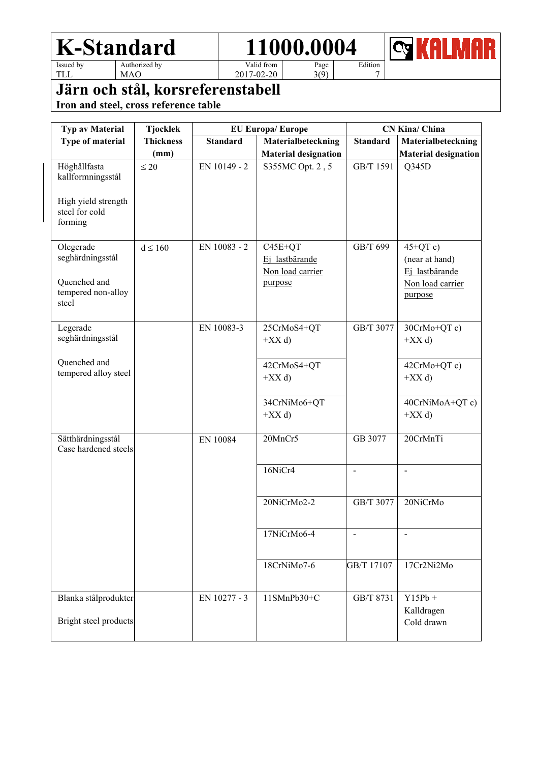# Järn och stål, korsreferenstabell

**Iron and steel, cross reference table**

| Typ av Material<br>Type of material | Tjocklek<br>Thickness<br>(mm) | EU Europa/ Europe | | CN Kina/ China | |
|---|---|---|---|---|---|
| | | Standard | Materialbeteckning<br>Material designation | Standard | Materialbeteckning<br>Material designation |
| Höghållfasta kallformningsstål<br><br>High yield strength steel for cold forming | ≤ 20 | EN 10149 - 2 | S355MC Opt. 2 , 5 | GB/T 1591 | Q345D |
| Olegerade seghärdningsstål<br><br>Quenched and tempered non-alloy steel | d ≤ 160 | EN 10083 - 2 | C45E+QT<br>Ej lastbärande<br>Non load carrier purpose | GB/T 699 | 45+QT c)<br>(near at hand)<br>Ej lastbärande<br>Non load carrier purpose |
| Legerade seghärdningsstål<br><br>Quenched and tempered alloy steel | | EN 10083-3 | 25CrMoS4+QT<br>+XX d) | GB/T 3077 | 30CrMo+QT c)<br>+XX d) |
| | | | 42CrMoS4+QT<br>+XX d) | | 42CrMo+QT c)<br>+XX d) |
| | | | 34CrNiMo6+QT<br>+XX d) | | 40CrNiMoA+QT c)<br>+XX d) |
| Sätthärdningsstål<br>Case hardened steels | | EN 10084 | 20MnCr5 | GB 3077 | 20CrMnTi |
| | | | 16NiCr4 | - | - |
| | | | 20NiCrMo2-2 | GB/T 3077 | 20NiCrMo |
| | | | 17NiCrMo6-4 | - | - |
| | | | 18CrNiMo7-6 | GB/T 17107 | 17Cr2Ni2Mo |
| Blanka stålprodukter<br><br>Bright steel products | | EN 10277 - 3 | 11SMnPb30+C | GB/T 8731 | Y15Pb +<br>Kalldragen<br>Cold drawn |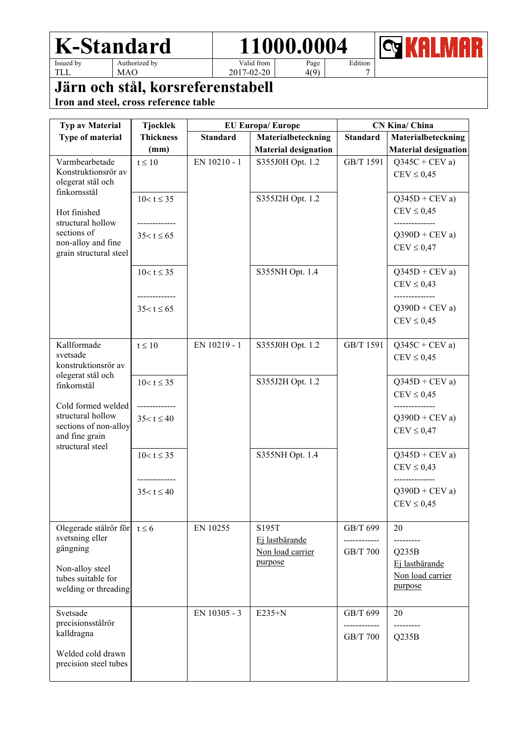# K-Standard 11000.0004

| Issued by | Authorized by | Valid from | Page | Edition |
|---|---|---|---|---|
| TLL | MAO | 2017-02-20 | 4(9) | 7 |

## Järn och stål, korsreferenstabell

**Iron and steel, cross reference table**

| Typ av Material<br>Type of material | Tjocklek<br>Thickness<br>(mm) | EU Europa/ Europe<br>Standard | <br>Materialbeteckning<br>Material designation | CN Kina/ China<br>Standard | <br>Materialbeteckning<br>Material designation |
|---|---|---|---|---|---|
| Varmbearbetade Konstruktionsrör av olegerat stål och finkornsstål<br><br>Hot finished structural hollow sections of non-alloy and fine grain structural steel | t ≤ 10 | EN 10210 - 1 | S355J0H Opt. 1.2 | GB/T 1591 | Q345C + CEV a)<br>CEV ≤ 0,45 |
| | 10< t ≤ 35<br>-------------<br>35< t ≤ 65 | | S355J2H Opt. 1.2 | | Q345D + CEV a)<br>CEV ≤ 0,45<br>--------------<br>Q390D + CEV a)<br>CEV ≤ 0,47 |
| | 10< t ≤ 35<br>-------------<br>35< t ≤ 65 | | S355NH Opt. 1.4 | | Q345D + CEV a)<br>CEV ≤ 0,43<br>--------------<br>Q390D + CEV a)<br>CEV ≤ 0,45 |
| Kallformade svetsade konstruktionsrör av olegerat stål och finkornstål<br><br>Cold formed welded structural hollow sections of non-alloy and fine grain structural steel | t ≤ 10 | EN 10219 - 1 | S355J0H Opt. 1.2 | GB/T 1591 | Q345C + CEV a)<br>CEV ≤ 0,45 |
| | 10< t ≤ 35<br>-------------<br>35< t ≤ 40 | | S355J2H Opt. 1.2 | | Q345D + CEV a)<br>CEV ≤ 0,45<br>--------------<br>Q390D + CEV a)<br>CEV ≤ 0,47 |
| | 10< t ≤ 35<br>-------------<br>35< t ≤ 40 | | S355NH Opt. 1.4 | | Q345D + CEV a)<br>CEV ≤ 0,43<br>--------------<br>Q390D + CEV a)<br>CEV ≤ 0,45 |
| Olegerade stålrör för svetsning eller gängning<br><br>Non-alloy steel tubes suitable for welding or threading | t ≤ 6 | EN 10255 | S195T<br>Ej lastbärande<br>Non load carrier purpose | GB/T 699<br>------------<br>GB/T 700 | 20<br>---------<br>Q235B<br>Ej lastbärande<br>Non load carrier purpose |
| Svetsade precisionsstålrör kalldragna<br><br>Welded cold drawn precision steel tubes | | EN 10305 - 3 | E235+N | GB/T 699<br>------------<br>GB/T 700 | 20<br>---------<br>Q235B |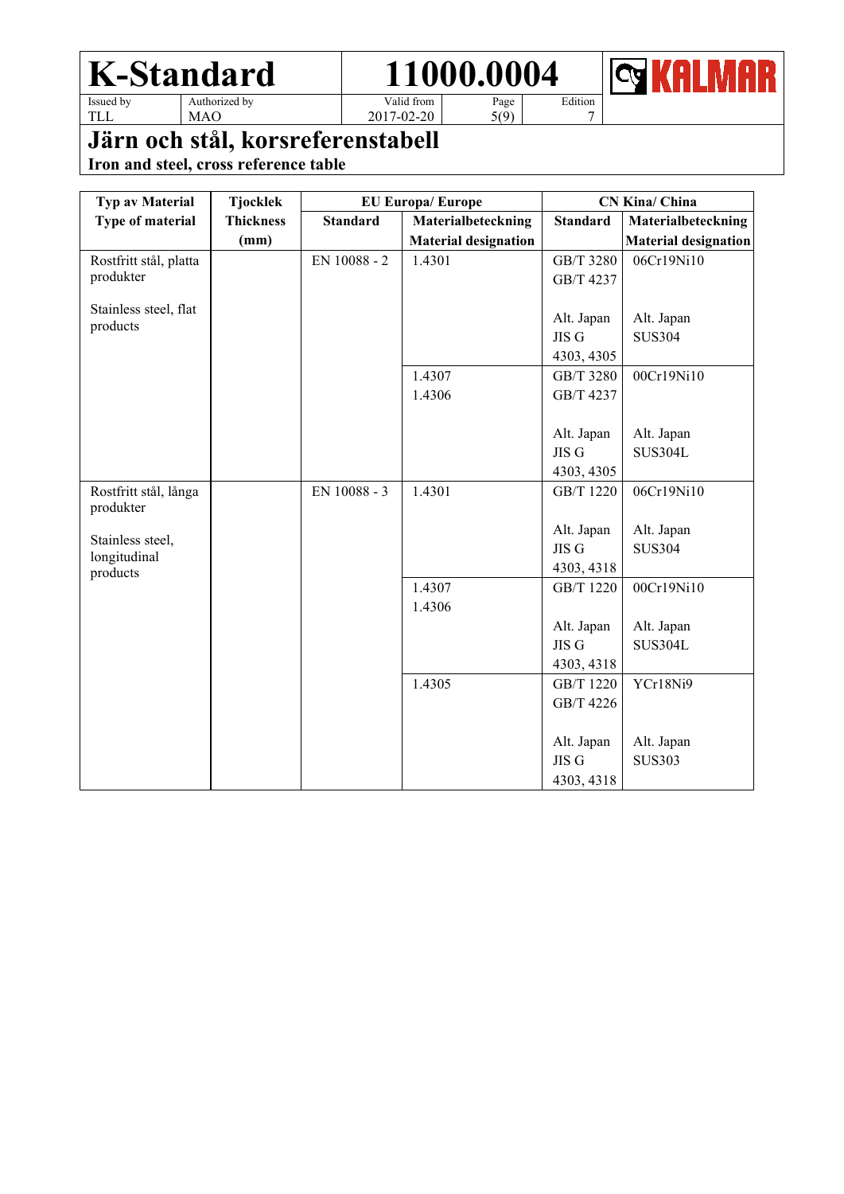# Järn och stål, korsreferenstabell

**Iron and steel, cross reference table**

| Typ av Material<br>Type of material | Tjocklek<br>Thickness<br>(mm) | EU Europa/ Europe | | CN Kina/ China | |
|---|---|---|---|---|---|
| | | Standard | Materialbeteckning<br>Material designation | Standard | Materialbeteckning<br>Material designation |
| Rostfritt stål, platta produkter<br><br>Stainless steel, flat products | | EN 10088 - 2 | 1.4301 | GB/T 3280<br>GB/T 4237<br><br>Alt. Japan<br>JIS G<br>4303, 4305 | 06Cr19Ni10<br><br><br>Alt. Japan<br>SUS304 |
| | | | 1.4307<br>1.4306 | GB/T 3280<br>GB/T 4237<br><br>Alt. Japan<br>JIS G<br>4303, 4305 | 00Cr19Ni10<br><br><br>Alt. Japan<br>SUS304L |
| Rostfritt stål, långa produkter<br><br>Stainless steel, longitudinal products | | EN 10088 - 3 | 1.4301 | GB/T 1220<br><br>Alt. Japan<br>JIS G<br>4303, 4318 | 06Cr19Ni10<br><br>Alt. Japan<br>SUS304 |
| | | | 1.4307<br>1.4306 | GB/T 1220<br><br>Alt. Japan<br>JIS G<br>4303, 4318 | 00Cr19Ni10<br><br>Alt. Japan<br>SUS304L |
| | | | 1.4305 | GB/T 1220<br>GB/T 4226<br><br>Alt. Japan<br>JIS G<br>4303, 4318 | YCr18Ni9<br><br><br>Alt. Japan<br>SUS303 |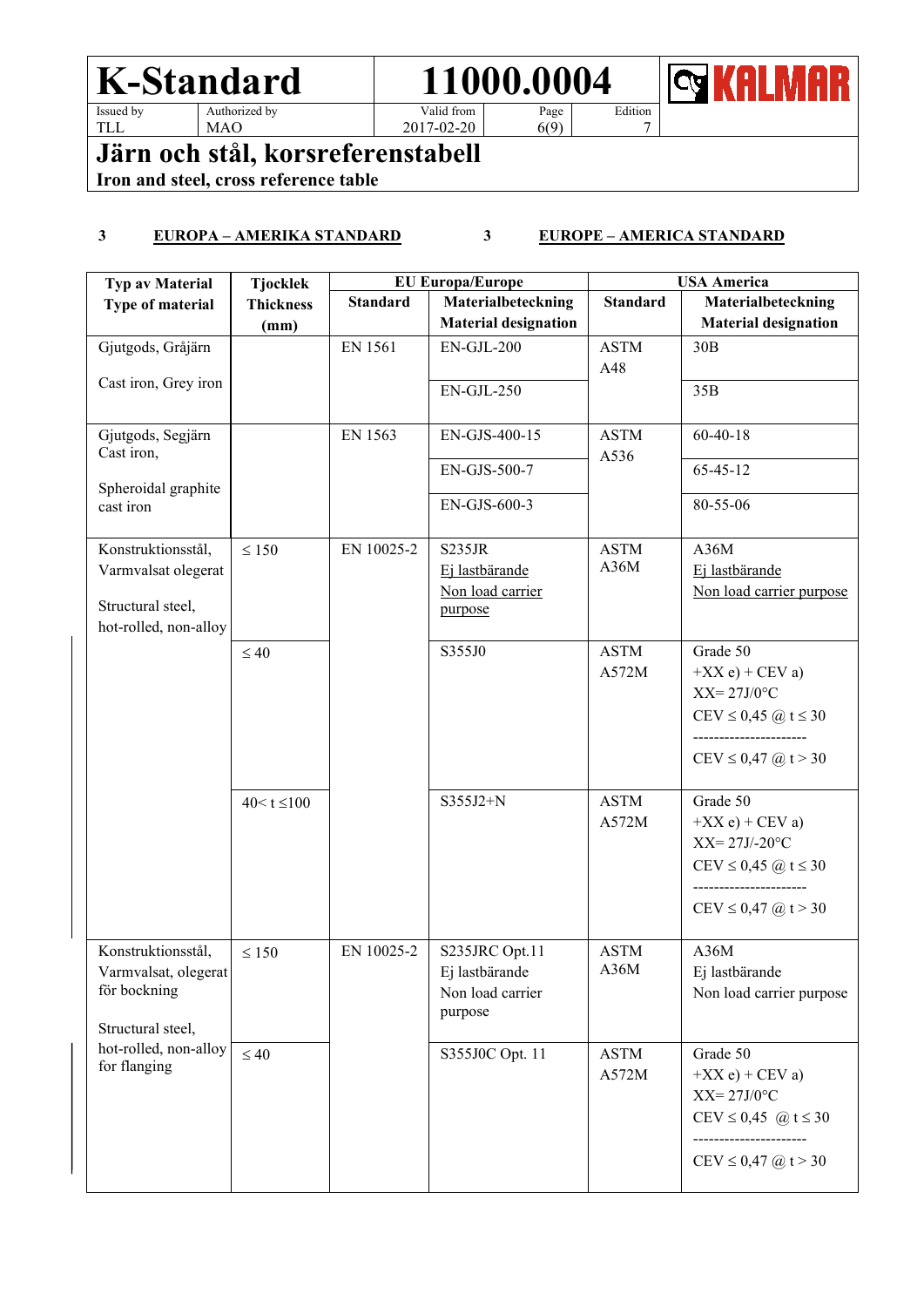# K-Standard 11000.0004

| Issued by | Authorized by | Valid from | Page | Edition |
|---|---|---|---|---|
| TLL | MAO | 2017-02-20 | 6(9) | 7 |

## Järn och stål, korsreferenstabell

**Iron and steel, cross reference table**

### 3 EUROPA – AMERIKA STANDARD

### 3 EUROPE – AMERICA STANDARD

| Typ av Material<br>Type of material | Tjocklek<br>Thickness<br>(mm) | EU Europa/Europe | | USA America | |
|---|---|---|---|---|---|
| | | **Standard** | **Materialbeteckning<br>Material designation** | **Standard** | **Materialbeteckning<br>Material designation** |
| Gjutgods, Gråjärn<br><br>Cast iron, Grey iron | | EN 1561 | EN-GJL-200 | ASTM A48 | 30B |
| | | | EN-GJL-250 | | 35B |
| Gjutgods, Segjärn<br>Cast iron,<br><br>Spheroidal graphite cast iron | | EN 1563 | EN-GJS-400-15 | ASTM A536 | 60-40-18 |
| | | | EN-GJS-500-7 | | 65-45-12 |
| | | | EN-GJS-600-3 | | 80-55-06 |
| Konstruktionsstål, Varmvalsat olegerat<br><br>Structural steel, hot-rolled, non-alloy | ≤ 150 | EN 10025-2 | S235JR<br>Ej lastbärande<br>Non load carrier purpose | ASTM A36M | A36M<br>Ej lastbärande<br>Non load carrier purpose |
| | ≤ 40 | | S355J0 | ASTM A572M | Grade 50<br>+XX e) + CEV a)<br>XX= 27J/0°C<br>CEV ≤ 0,45 @ t ≤ 30<br>----------------------<br>CEV ≤ 0,47 @ t > 30 |
| | 40< t ≤100 | | S355J2+N | ASTM A572M | Grade 50<br>+XX e) + CEV a)<br>XX= 27J/-20°C<br>CEV ≤ 0,45 @ t ≤ 30<br>----------------------<br>CEV ≤ 0,47 @ t > 30 |
| Konstruktionsstål, Varmvalsat, olegerat för bockning<br><br>Structural steel, hot-rolled, non-alloy for flanging | ≤ 150 | EN 10025-2 | S235JRC Opt.11<br>Ej lastbärande<br>Non load carrier purpose | ASTM A36M | A36M<br>Ej lastbärande<br>Non load carrier purpose |
| | ≤ 40 | | S355J0C Opt. 11 | ASTM A572M | Grade 50<br>+XX e) + CEV a)<br>XX= 27J/0°C<br>CEV ≤ 0,45 @ t ≤ 30<br>----------------------<br>CEV ≤ 0,47 @ t > 30 |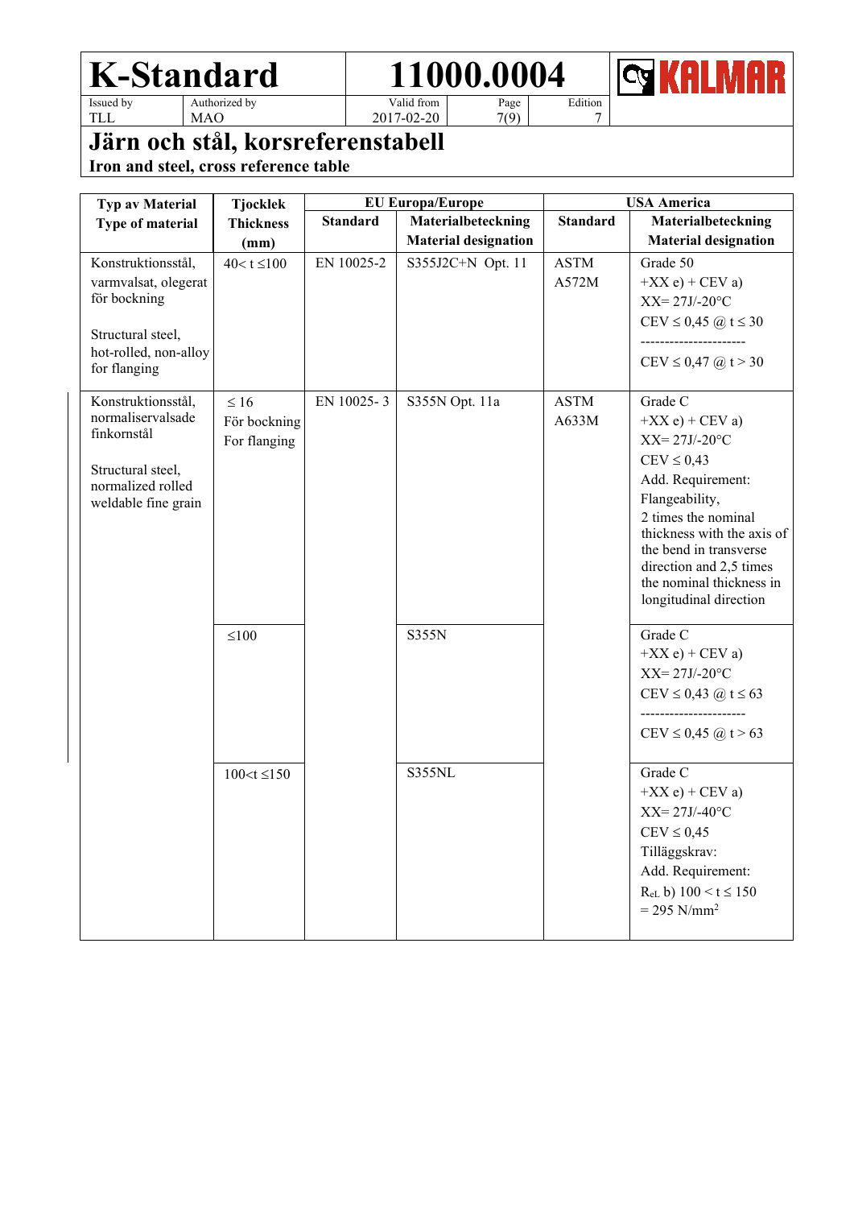# Järn och stål, korsreferenstabell

## Iron and steel, cross reference table

| Typ av Material<br>Type of material | Tjocklek<br>Thickness<br>(mm) | EU Europa/Europe | | USA America | |
|---|---|---|---|---|---|
| | | Standard | Materialbeteckning<br>Material designation | Standard | Materialbeteckning<br>Material designation |
| Konstruktionsstål, varmvalsat, olegerat för bockning<br><br>Structural steel, hot-rolled, non-alloy for flanging | 40< t ≤100 | EN 10025-2 | S355J2C+N Opt. 11 | ASTM A572M | Grade 50<br>+XX e) + CEV a)<br>XX= 27J/-20°C<br>CEV ≤ 0,45 @ t ≤ 30<br>----------------------<br>CEV ≤ 0,47 @ t > 30 |
| Konstruktionsstål, normaliservalsade finkornstål<br><br>Structural steel, normalized rolled weldable fine grain | ≤ 16<br>För bockning<br>For flanging | EN 10025- 3 | S355N Opt. 11a | ASTM A633M | Grade C<br>+XX e) + CEV a)<br>XX= 27J/-20°C<br>CEV ≤ 0,43<br>Add. Requirement:<br>Flangeability,<br>2 times the nominal thickness with the axis of the bend in transverse direction and 2,5 times the nominal thickness in longitudinal direction |
| | ≤100 | | S355N | | Grade C<br>+XX e) + CEV a)<br>XX= 27J/-20°C<br>CEV ≤ 0,43 @ t ≤ 63<br>----------------------<br>CEV ≤ 0,45 @ t > 63 |
| | 100<t ≤150 | | S355NL | | Grade C<br>+XX e) + CEV a)<br>XX= 27J/-40°C<br>CEV ≤ 0,45<br>Tilläggskrav:<br>Add. Requirement:<br>$R_{eL}$ b) 100 < t ≤ 150<br>= 295 N/mm$^2$ |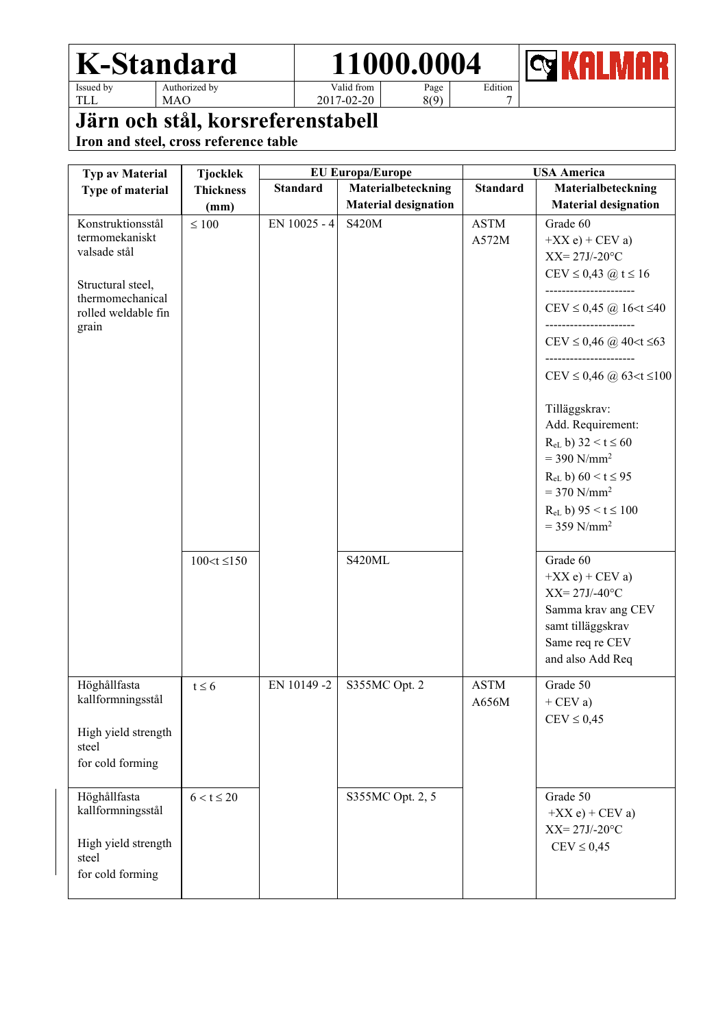# Järn och stål, korsreferenstabell

**Iron and steel, cross reference table**

| Typ av Material<br>Type of material | Tjocklek<br>Thickness<br>(mm) | EU Europa/Europe | | USA America | |
|---|---|---|---|---|---|
| | | Standard | Materialbeteckning<br>Material designation | Standard | Materialbeteckning<br>Material designation |
| Konstruktionsstål termomekaniskt valsade stål<br><br>Structural steel, thermomechanical rolled weldable fin grain | ≤ 100 | EN 10025 - 4 | S420M | ASTM A572M | Grade 60<br>+XX e) + CEV a)<br>XX= 27J/-20°C<br>CEV ≤ 0,43 @ t ≤ 16<br>----------------------<br>CEV ≤ 0,45 @ 16<t ≤40<br>----------------------<br>CEV ≤ 0,46 @ 40<t ≤63<br>----------------------<br>CEV ≤ 0,46 @ 63<t ≤100<br><br>Tilläggskrav:<br>Add. Requirement:<br>$R_{eL}$ b) 32 < t ≤ 60<br>= 390 N/mm$^2$<br>$R_{eL}$ b) 60 < t ≤ 95<br>= 370 N/mm$^2$<br>$R_{eL}$ b) 95 < t ≤ 100<br>= 359 N/mm$^2$ |
| | 100<t ≤150 | | S420ML | | Grade 60<br>+XX e) + CEV a)<br>XX= 27J/-40°C<br>Samma krav ang CEV samt tilläggskrav<br>Same req re CEV and also Add Req |
| Höghållfasta kallformningsstål<br><br>High yield strength steel for cold forming | t ≤ 6 | EN 10149 -2 | S355MC Opt. 2 | ASTM A656M | Grade 50<br>+ CEV a)<br>CEV ≤ 0,45 |
| Höghållfasta kallformningsstål<br><br>High yield strength steel for cold forming | 6 < t ≤ 20 | | S355MC Opt. 2, 5 | | Grade 50<br>+XX e) + CEV a)<br>XX= 27J/-20°C<br>CEV ≤ 0,45 |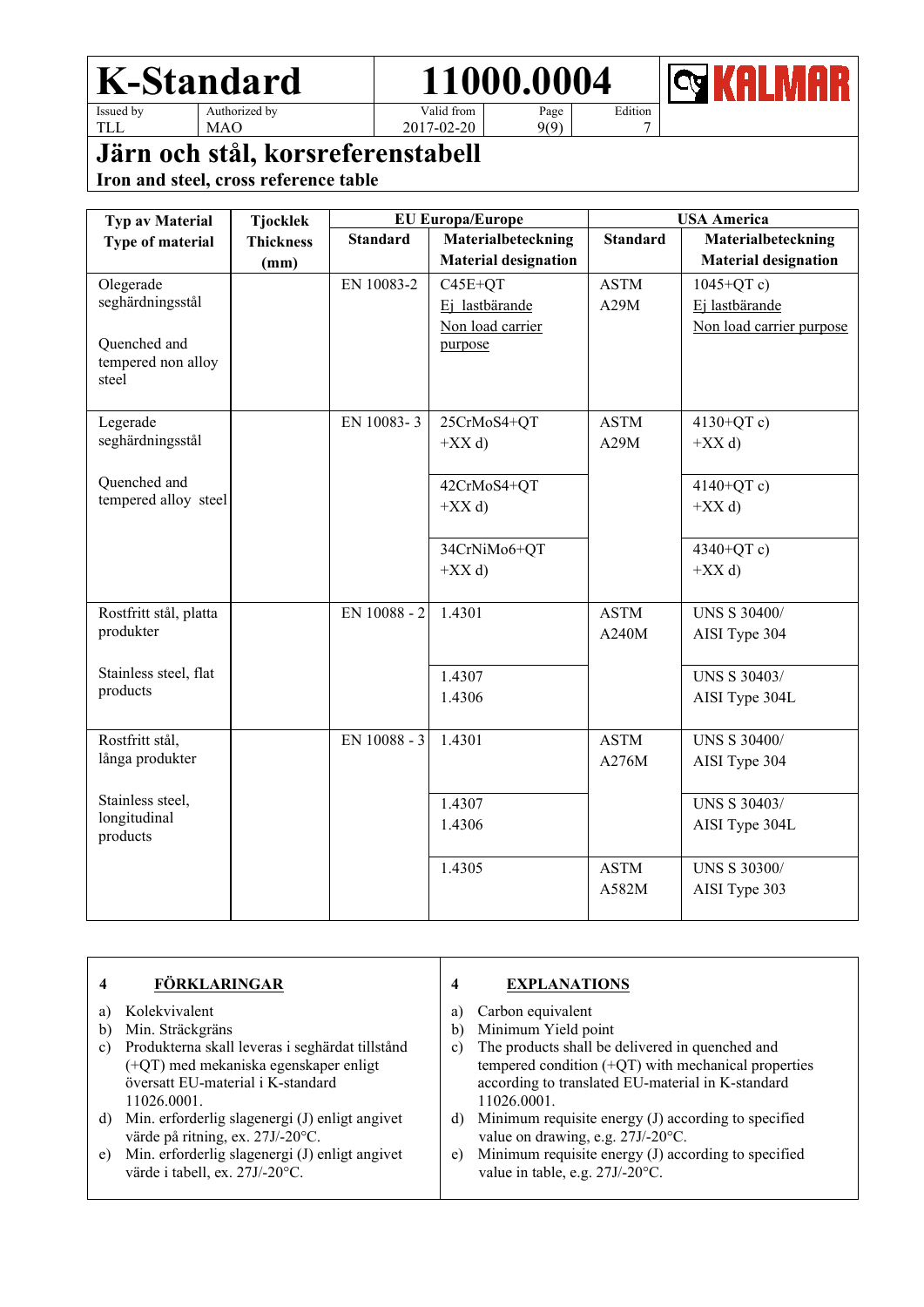# K-Standard 11000.0004

| Issued by | Authorized by | Valid from | Page | Edition |
|---|---|---|---|---|
| TLL | MAO | 2017-02-20 | 9(9) | 7 |

## Järn och stål, korsreferenstabell

**Iron and steel, cross reference table**

| Typ av Material / Type of material | Tjocklek / Thickness (mm) | EU Europa/Europe – Standard | EU Europa/Europe – Materialbeteckning / Material designation | USA America – Standard | USA America – Materialbeteckning / Material designation |
|---|---|---|---|---|---|
| Olegerade seghärdningsstål<br><br>Quenched and tempered non alloy steel | | EN 10083-2 | C45E+QT<br>Ej lastbärande<br>Non load carrier purpose | ASTM A29M | 1045+QT c)<br>Ej lastbärande<br>Non load carrier purpose |
| Legerade seghärdningsstål<br><br>Quenched and tempered alloy steel | | EN 10083- 3 | 25CrMoS4+QT<br>+XX d) | ASTM A29M | 4130+QT c)<br>+XX d) |
| | | | 42CrMoS4+QT<br>+XX d) | | 4140+QT c)<br>+XX d) |
| | | | 34CrNiMo6+QT<br>+XX d) | | 4340+QT c)<br>+XX d) |
| Rostfritt stål, platta produkter<br><br>Stainless steel, flat products | | EN 10088 - 2 | 1.4301 | ASTM A240M | UNS S 30400/<br>AISI Type 304 |
| | | | 1.4307<br>1.4306 | | UNS S 30403/<br>AISI Type 304L |
| Rostfritt stål, långa produkter<br><br>Stainless steel, longitudinal products | | EN 10088 - 3 | 1.4301 | ASTM A276M | UNS S 30400/<br>AISI Type 304 |
| | | | 1.4307<br>1.4306 | | UNS S 30403/<br>AISI Type 304L |
| | | | 1.4305 | ASTM A582M | UNS S 30300/<br>AISI Type 303 |

### 4 FÖRKLARINGAR

a) Kolekvivalent
b) Min. Sträckgräns
c) Produkterna skall leveras i seghärdat tillstånd (+QT) med mekaniska egenskaper enligt översatt EU-material i K-standard 11026.0001.
d) Min. erforderlig slagenergi (J) enligt angivet värde på ritning, ex. 27J/-20°C.
e) Min. erforderlig slagenergi (J) enligt angivet värde i tabell, ex. 27J/-20°C.

### 4 EXPLANATIONS

a) Carbon equivalent
b) Minimum Yield point
c) The products shall be delivered in quenched and tempered condition (+QT) with mechanical properties according to translated EU-material in K-standard 11026.0001.
d) Minimum requisite energy (J) according to specified value on drawing, e.g. 27J/-20°C.
e) Minimum requisite energy (J) according to specified value in table, e.g. 27J/-20°C.